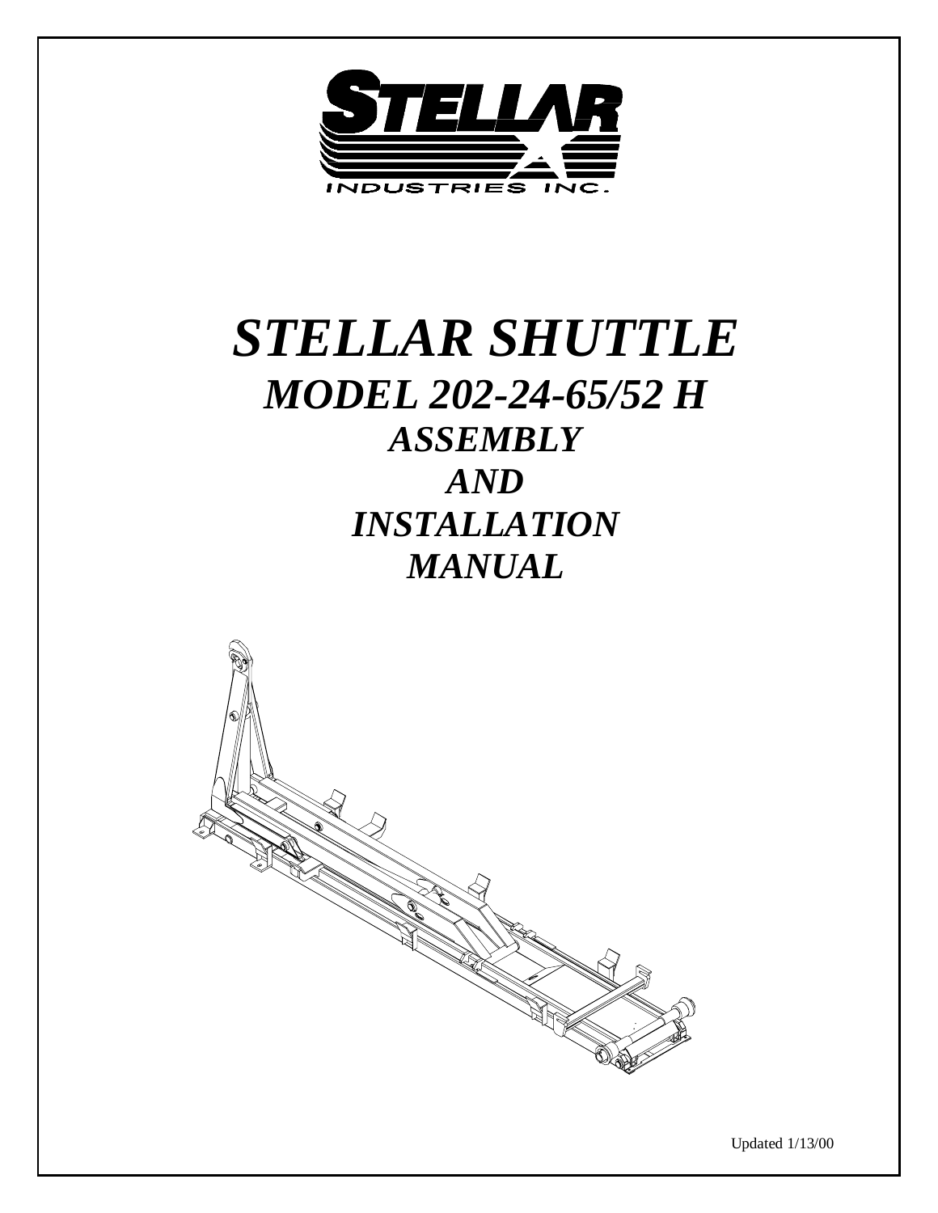STELLAR INDUSTRIES INC.

# *STELLAR SHUTTLE*

## *MODEL 202-24-65/52 H*

### *ASSEMBLY AND INSTALLATION MANUAL*

Updated 1/13/00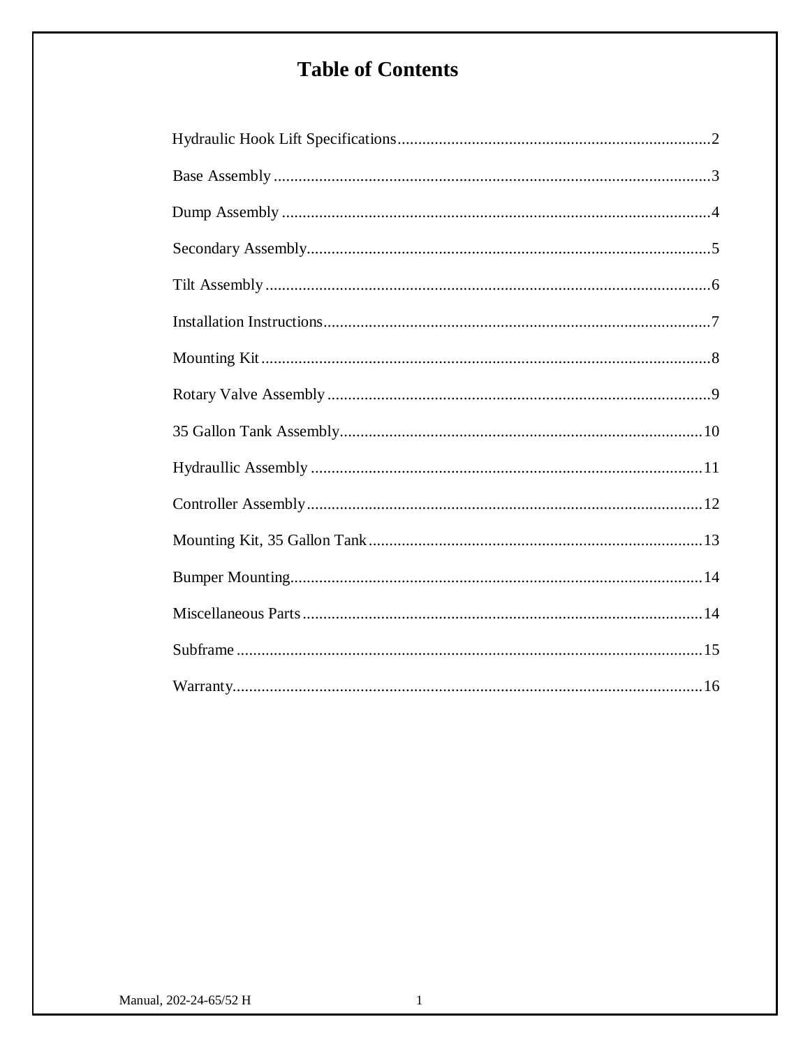# Table of Contents

| | |
|---|---|
| Hydraulic Hook Lift Specifications | 2 |
| Base Assembly | 3 |
| Dump Assembly | 4 |
| Secondary Assembly | 5 |
| Tilt Assembly | 6 |
| Installation Instructions | 7 |
| Mounting Kit | 8 |
| Rotary Valve Assembly | 9 |
| 35 Gallon Tank Assembly | 10 |
| Hydraullic Assembly | 11 |
| Controller Assembly | 12 |
| Mounting Kit, 35 Gallon Tank | 13 |
| Bumper Mounting | 14 |
| Miscellaneous Parts | 14 |
| Subframe | 15 |
| Warranty | 16 |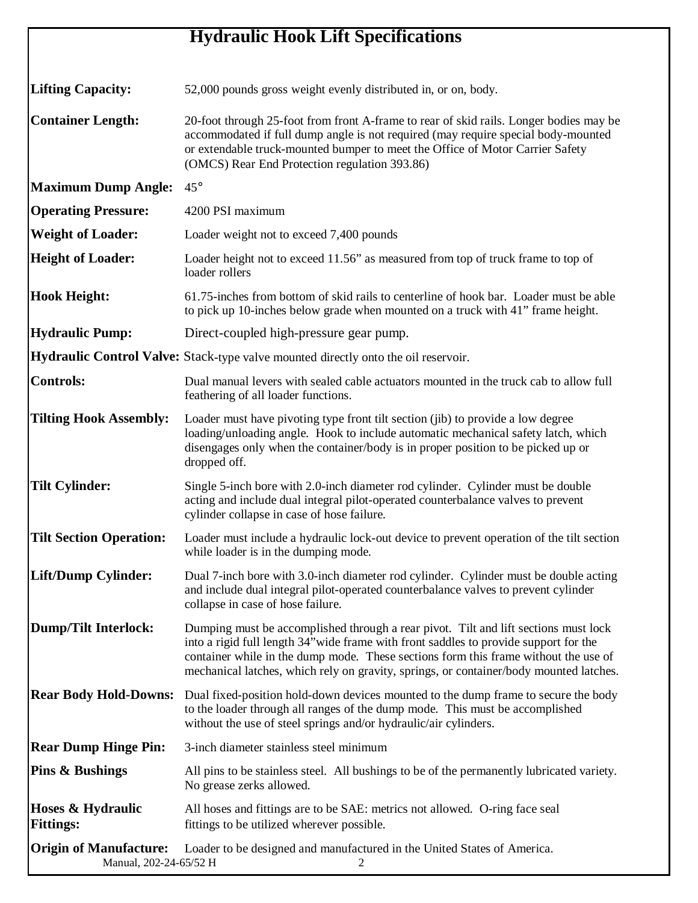# Hydraulic Hook Lift Specifications

**Lifting Capacity:** 52,000 pounds gross weight evenly distributed in, or on, body.

**Container Length:** 20-foot through 25-foot from front A-frame to rear of skid rails. Longer bodies may be accommodated if full dump angle is not required (may require special body-mounted or extendable truck-mounted bumper to meet the Office of Motor Carrier Safety (OMCS) Rear End Protection regulation 393.86)

**Maximum Dump Angle:** 45°

**Operating Pressure:** 4200 PSI maximum

**Weight of Loader:** Loader weight not to exceed 7,400 pounds

**Height of Loader:** Loader height not to exceed 11.56" as measured from top of truck frame to top of loader rollers

**Hook Height:** 61.75-inches from bottom of skid rails to centerline of hook bar. Loader must be able to pick up 10-inches below grade when mounted on a truck with 41" frame height.

**Hydraulic Pump:** Direct-coupled high-pressure gear pump.

**Hydraulic Control Valve:** Stack-type valve mounted directly onto the oil reservoir.

**Controls:** Dual manual levers with sealed cable actuators mounted in the truck cab to allow full feathering of all loader functions.

**Tilting Hook Assembly:** Loader must have pivoting type front tilt section (jib) to provide a low degree loading/unloading angle. Hook to include automatic mechanical safety latch, which disengages only when the container/body is in proper position to be picked up or dropped off.

**Tilt Cylinder:** Single 5-inch bore with 2.0-inch diameter rod cylinder. Cylinder must be double acting and include dual integral pilot-operated counterbalance valves to prevent cylinder collapse in case of hose failure.

**Tilt Section Operation:** Loader must include a hydraulic lock-out device to prevent operation of the tilt section while loader is in the dumping mode.

**Lift/Dump Cylinder:** Dual 7-inch bore with 3.0-inch diameter rod cylinder. Cylinder must be double acting and include dual integral pilot-operated counterbalance valves to prevent cylinder collapse in case of hose failure.

**Dump/Tilt Interlock:** Dumping must be accomplished through a rear pivot. Tilt and lift sections must lock into a rigid full length 34"wide frame with front saddles to provide support for the container while in the dump mode. These sections form this frame without the use of mechanical latches, which rely on gravity, springs, or container/body mounted latches.

**Rear Body Hold-Downs:** Dual fixed-position hold-down devices mounted to the dump frame to secure the body to the loader through all ranges of the dump mode. This must be accomplished without the use of steel springs and/or hydraulic/air cylinders.

**Rear Dump Hinge Pin:** 3-inch diameter stainless steel minimum

**Pins & Bushings** All pins to be stainless steel. All bushings to be of the permanently lubricated variety. No grease zerks allowed.

**Hoses & Hydraulic Fittings:** All hoses and fittings are to be SAE: metrics not allowed. O-ring face seal fittings to be utilized wherever possible.

**Origin of Manufacture:** Loader to be designed and manufactured in the United States of America.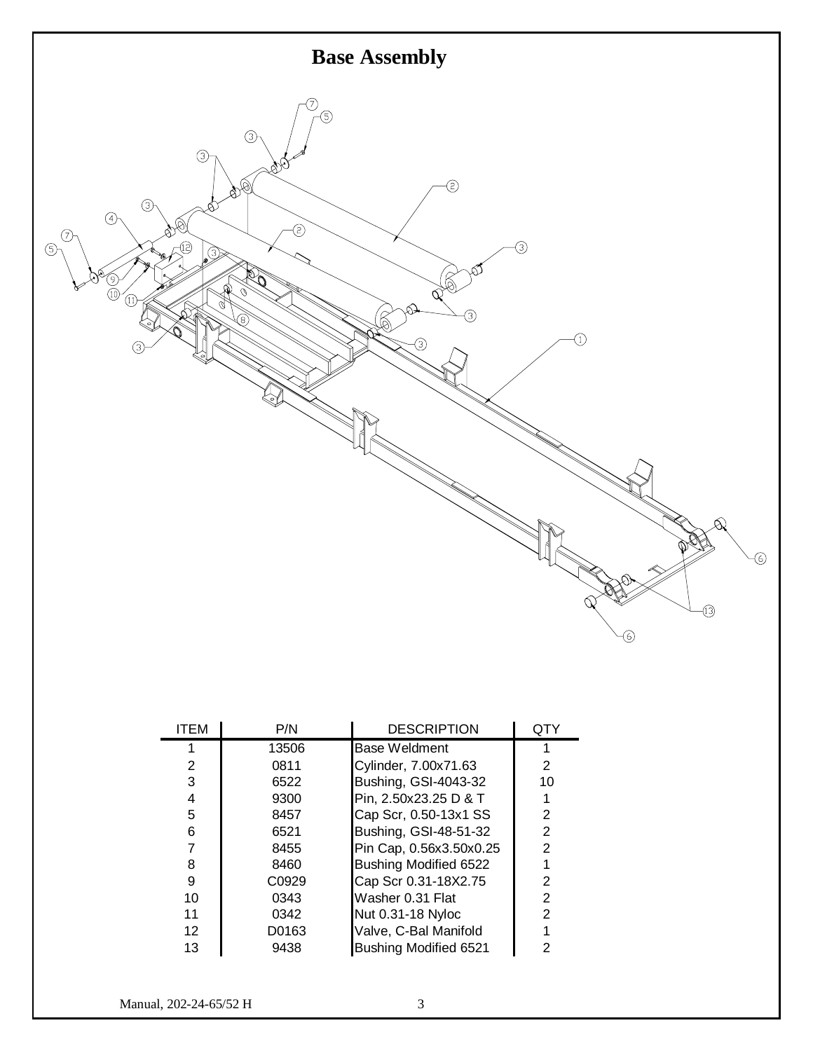# Base Assembly

| ITEM | P/N | DESCRIPTION | QTY |
|---|---|---|---|
| 1 | 13506 | Base Weldment | 1 |
| 2 | 0811 | Cylinder, 7.00x71.63 | 2 |
| 3 | 6522 | Bushing, GSI-4043-32 | 10 |
| 4 | 9300 | Pin, 2.50x23.25 D & T | 1 |
| 5 | 8457 | Cap Scr, 0.50-13x1 SS | 2 |
| 6 | 6521 | Bushing, GSI-48-51-32 | 2 |
| 7 | 8455 | Pin Cap, 0.56x3.50x0.25 | 2 |
| 8 | 8460 | Bushing Modified 6522 | 1 |
| 9 | C0929 | Cap Scr 0.31-18X2.75 | 2 |
| 10 | 0343 | Washer 0.31 Flat | 2 |
| 11 | 0342 | Nut 0.31-18 Nyloc | 2 |
| 12 | D0163 | Valve, C-Bal Manifold | 1 |
| 13 | 9438 | Bushing Modified 6521 | 2 |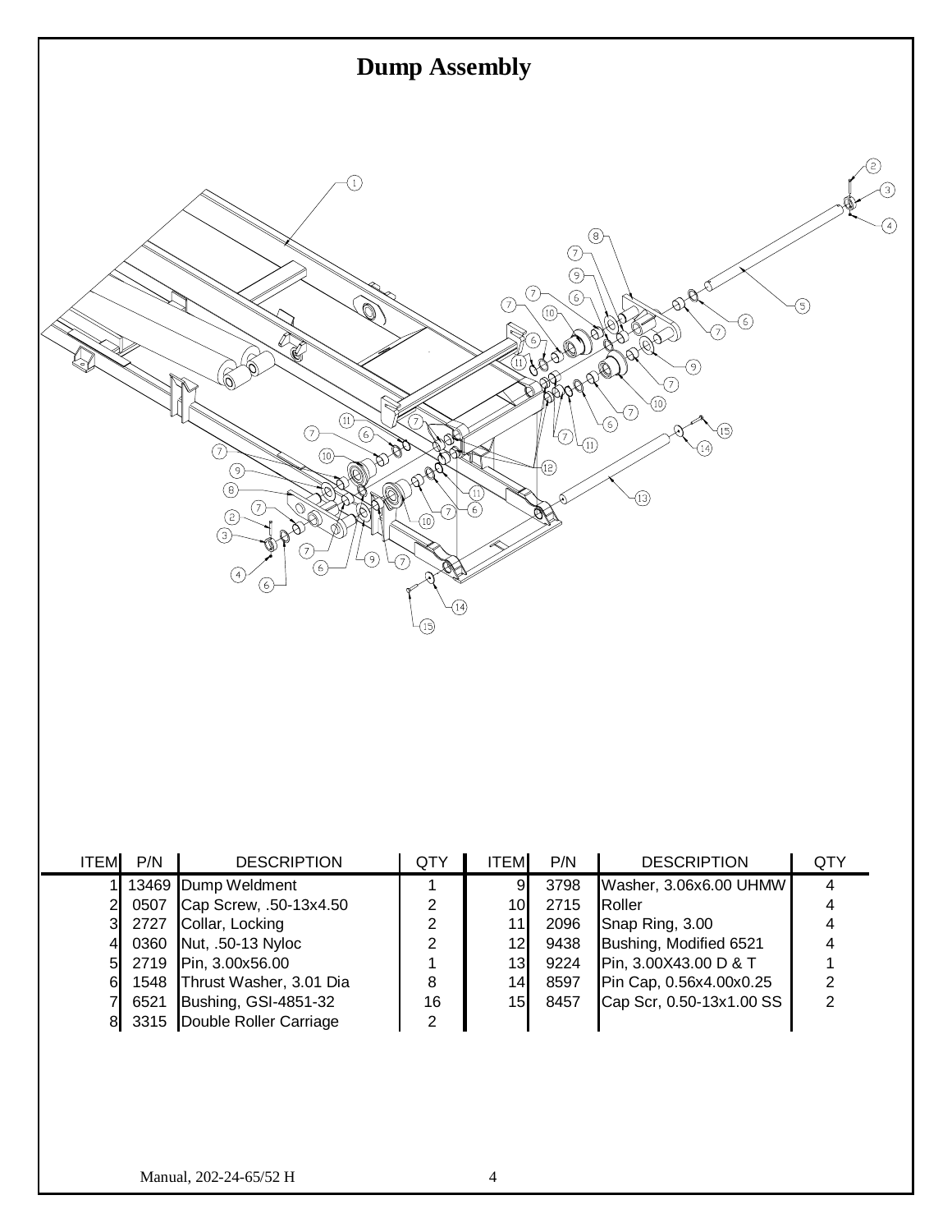# Dump Assembly

| ITEM | P/N | DESCRIPTION | QTY | ITEM | P/N | DESCRIPTION | QTY |
|---|---|---|---|---|---|---|---|
| 1 | 13469 | Dump Weldment | 1 | 9 | 3798 | Washer, 3.06x6.00 UHMW | 4 |
| 2 | 0507 | Cap Screw, .50-13x4.50 | 2 | 10 | 2715 | Roller | 4 |
| 3 | 2727 | Collar, Locking | 2 | 11 | 2096 | Snap Ring, 3.00 | 4 |
| 4 | 0360 | Nut, .50-13 Nyloc | 2 | 12 | 9438 | Bushing, Modified 6521 | 4 |
| 5 | 2719 | Pin, 3.00x56.00 | 1 | 13 | 9224 | Pin, 3.00X43.00 D & T | 1 |
| 6 | 1548 | Thrust Washer, 3.01 Dia | 8 | 14 | 8597 | Pin Cap, 0.56x4.00x0.25 | 2 |
| 7 | 6521 | Bushing, GSI-4851-32 | 16 | 15 | 8457 | Cap Scr, 0.50-13x1.00 SS | 2 |
| 8 | 3315 | Double Roller Carriage | 2 | | | | |

Manual, 202-24-65/52 H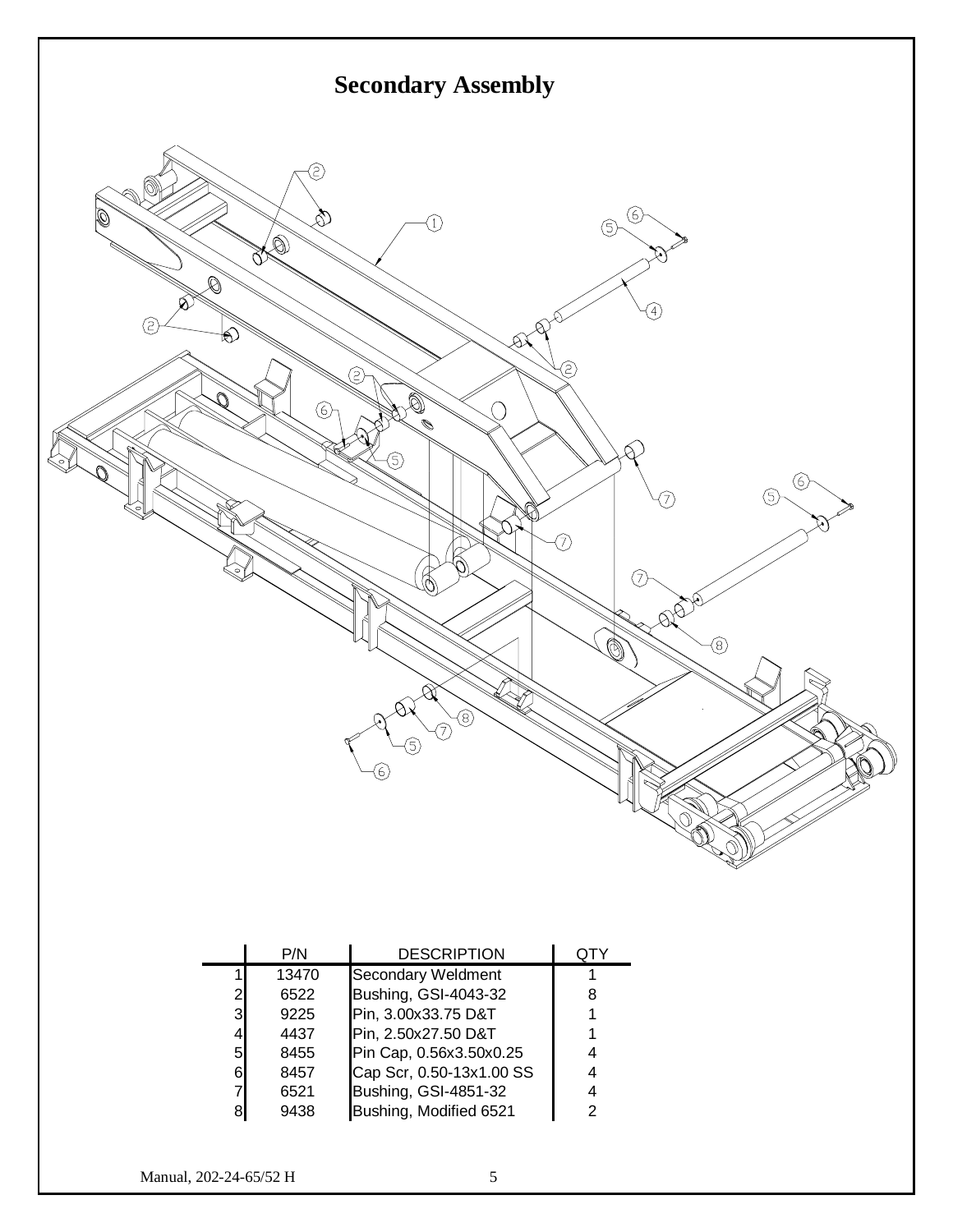# Secondary Assembly

| | P/N | DESCRIPTION | QTY |
|---|---|---|---|
| 1 | 13470 | Secondary Weldment | 1 |
| 2 | 6522 | Bushing, GSI-4043-32 | 8 |
| 3 | 9225 | Pin, 3.00x33.75 D&T | 1 |
| 4 | 4437 | Pin, 2.50x27.50 D&T | 1 |
| 5 | 8455 | Pin Cap, 0.56x3.50x0.25 | 4 |
| 6 | 8457 | Cap Scr, 0.50-13x1.00 SS | 4 |
| 7 | 6521 | Bushing, GSI-4851-32 | 4 |
| 8 | 9438 | Bushing, Modified 6521 | 2 |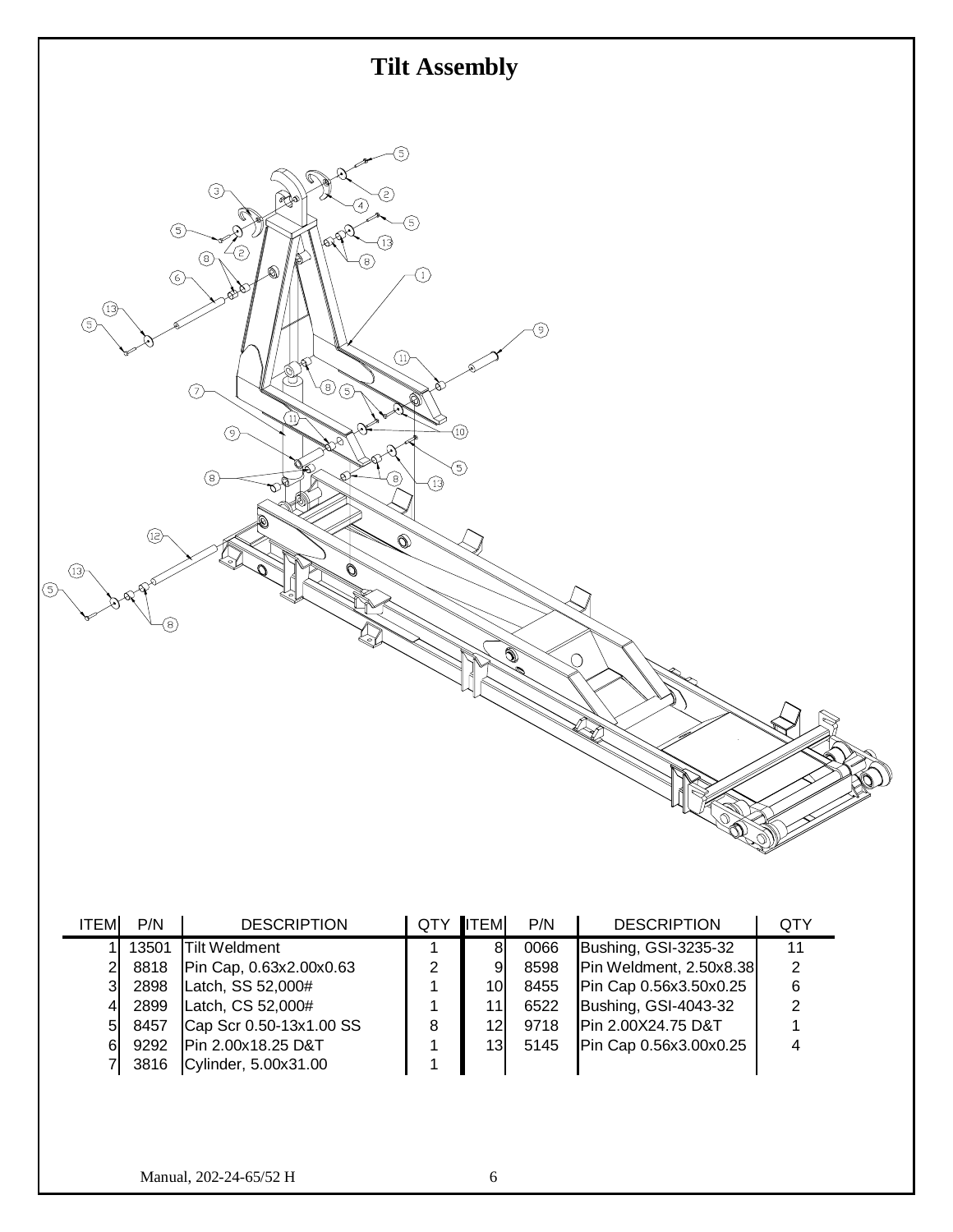# Tilt Assembly

| ITEM | P/N | DESCRIPTION | QTY | ITEM | P/N | DESCRIPTION | QTY |
|---|---|---|---|---|---|---|---|
| 1 | 13501 | Tilt Weldment | 1 | 8 | 0066 | Bushing, GSI-3235-32 | 11 |
| 2 | 8818 | Pin Cap, 0.63x2.00x0.63 | 2 | 9 | 8598 | Pin Weldment, 2.50x8.38 | 2 |
| 3 | 2898 | Latch, SS 52,000# | 1 | 10 | 8455 | Pin Cap 0.56x3.50x0.25 | 6 |
| 4 | 2899 | Latch, CS 52,000# | 1 | 11 | 6522 | Bushing, GSI-4043-32 | 2 |
| 5 | 8457 | Cap Scr 0.50-13x1.00 SS | 8 | 12 | 9718 | Pin 2.00X24.75 D&T | 1 |
| 6 | 9292 | Pin 2.00x18.25 D&T | 1 | 13 | 5145 | Pin Cap 0.56x3.00x0.25 | 4 |
| 7 | 3816 | Cylinder, 5.00x31.00 | 1 | | | | |

Manual, 202-24-65/52 H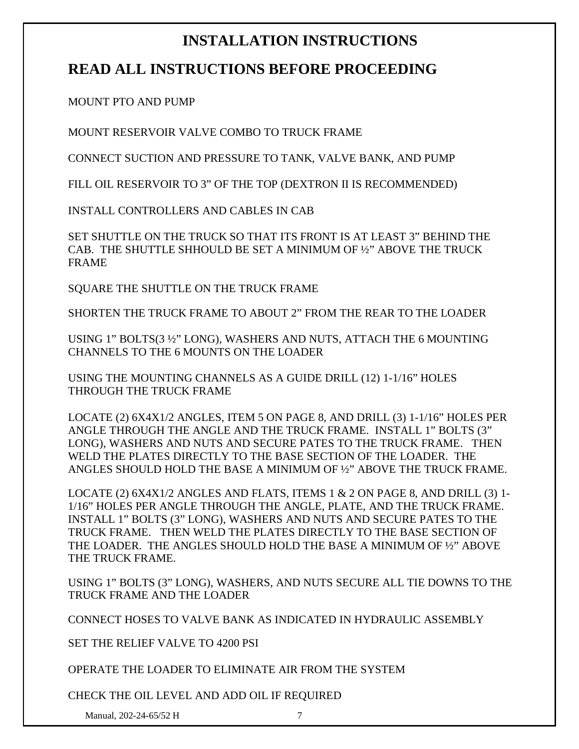# INSTALLATION INSTRUCTIONS

# READ ALL INSTRUCTIONS BEFORE PROCEEDING

MOUNT PTO AND PUMP

MOUNT RESERVOIR VALVE COMBO TO TRUCK FRAME

CONNECT SUCTION AND PRESSURE TO TANK, VALVE BANK, AND PUMP

FILL OIL RESERVOIR TO 3" OF THE TOP (DEXTRON II IS RECOMMENDED)

INSTALL CONTROLLERS AND CABLES IN CAB

SET SHUTTLE ON THE TRUCK SO THAT ITS FRONT IS AT LEAST 3" BEHIND THE CAB. THE SHUTTLE SHHOULD BE SET A MINIMUM OF ½" ABOVE THE TRUCK FRAME

SQUARE THE SHUTTLE ON THE TRUCK FRAME

SHORTEN THE TRUCK FRAME TO ABOUT 2" FROM THE REAR TO THE LOADER

USING 1" BOLTS(3 ½" LONG), WASHERS AND NUTS, ATTACH THE 6 MOUNTING CHANNELS TO THE 6 MOUNTS ON THE LOADER

USING THE MOUNTING CHANNELS AS A GUIDE DRILL (12) 1-1/16" HOLES THROUGH THE TRUCK FRAME

LOCATE (2) 6X4X1/2 ANGLES, ITEM 5 ON PAGE 8, AND DRILL (3) 1-1/16" HOLES PER ANGLE THROUGH THE ANGLE AND THE TRUCK FRAME. INSTALL 1" BOLTS (3" LONG), WASHERS AND NUTS AND SECURE PATES TO THE TRUCK FRAME. THEN WELD THE PLATES DIRECTLY TO THE BASE SECTION OF THE LOADER. THE ANGLES SHOULD HOLD THE BASE A MINIMUM OF ½" ABOVE THE TRUCK FRAME.

LOCATE (2) 6X4X1/2 ANGLES AND FLATS, ITEMS 1 & 2 ON PAGE 8, AND DRILL (3) 1-1/16" HOLES PER ANGLE THROUGH THE ANGLE, PLATE, AND THE TRUCK FRAME. INSTALL 1" BOLTS (3" LONG), WASHERS AND NUTS AND SECURE PATES TO THE TRUCK FRAME. THEN WELD THE PLATES DIRECTLY TO THE BASE SECTION OF THE LOADER. THE ANGLES SHOULD HOLD THE BASE A MINIMUM OF ½" ABOVE THE TRUCK FRAME.

USING 1" BOLTS (3" LONG), WASHERS, AND NUTS SECURE ALL TIE DOWNS TO THE TRUCK FRAME AND THE LOADER

CONNECT HOSES TO VALVE BANK AS INDICATED IN HYDRAULIC ASSEMBLY

SET THE RELIEF VALVE TO 4200 PSI

OPERATE THE LOADER TO ELIMINATE AIR FROM THE SYSTEM

CHECK THE OIL LEVEL AND ADD OIL IF REQUIRED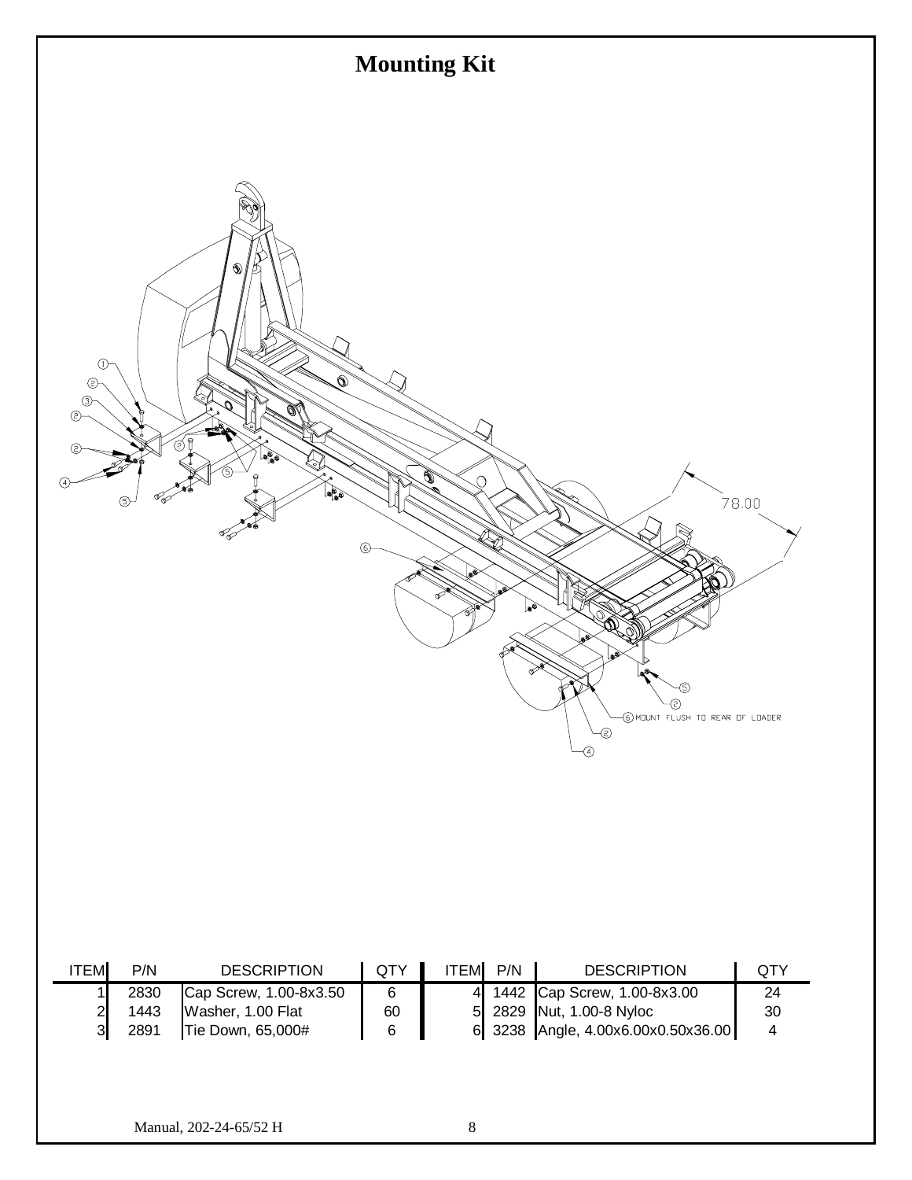# Mounting Kit

| ITEM | P/N | DESCRIPTION | QTY | ITEM | P/N | DESCRIPTION | QTY |
|---|---|---|---|---|---|---|---|
| 1 | 2830 | Cap Screw, 1.00-8x3.50 | 6 | 4 | 1442 | Cap Screw, 1.00-8x3.00 | 24 |
| 2 | 1443 | Washer, 1.00 Flat | 60 | 5 | 2829 | Nut, 1.00-8 Nyloc | 30 |
| 3 | 2891 | Tie Down, 65,000# | 6 | 6 | 3238 | Angle, 4.00x6.00x0.50x36.00 | 4 |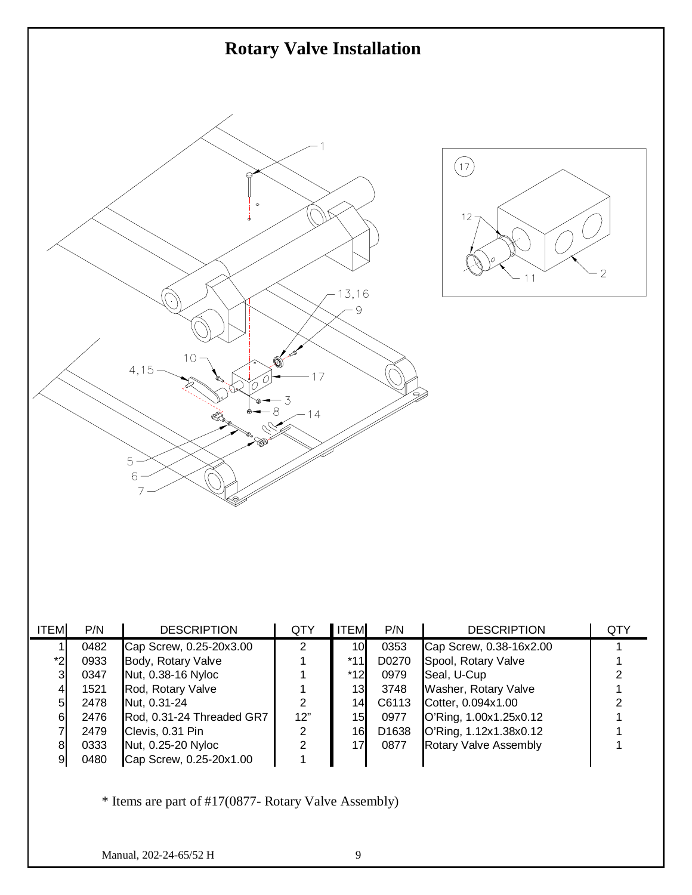# Rotary Valve Installation

| ITEM | P/N | DESCRIPTION | QTY | ITEM | P/N | DESCRIPTION | QTY |
|---|---|---|---|---|---|---|---|
| 1 | 0482 | Cap Screw, 0.25-20x3.00 | 2 | 10 | 0353 | Cap Screw, 0.38-16x2.00 | 1 |
| *2 | 0933 | Body, Rotary Valve | 1 | *11 | D0270 | Spool, Rotary Valve | 1 |
| 3 | 0347 | Nut, 0.38-16 Nyloc | 1 | *12 | 0979 | Seal, U-Cup | 2 |
| 4 | 1521 | Rod, Rotary Valve | 1 | 13 | 3748 | Washer, Rotary Valve | 1 |
| 5 | 2478 | Nut, 0.31-24 | 2 | 14 | C6113 | Cotter, 0.094x1.00 | 2 |
| 6 | 2476 | Rod, 0.31-24 Threaded GR7 | 12" | 15 | 0977 | O'Ring, 1.00x1.25x0.12 | 1 |
| 7 | 2479 | Clevis, 0.31 Pin | 2 | 16 | D1638 | O'Ring, 1.12x1.38x0.12 | 1 |
| 8 | 0333 | Nut, 0.25-20 Nyloc | 2 | 17 | 0877 | Rotary Valve Assembly | 1 |
| 9 | 0480 | Cap Screw, 0.25-20x1.00 | 1 | | | | |

* Items are part of #17(0877- Rotary Valve Assembly)

Manual, 202-24-65/52 H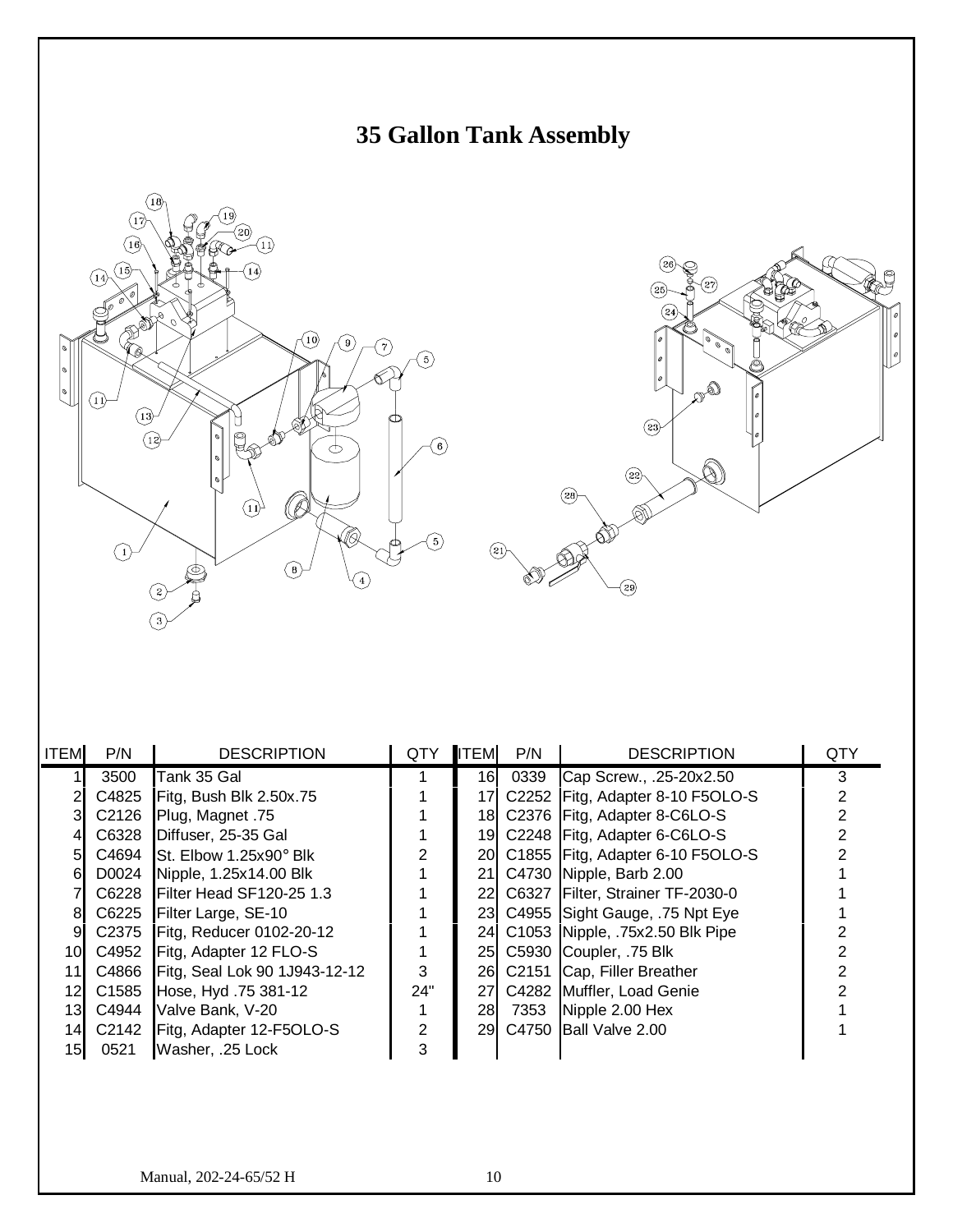# 35 Gallon Tank Assembly

| ITEM | P/N | DESCRIPTION | QTY | ITEM | P/N | DESCRIPTION | QTY |
|---|---|---|---|---|---|---|---|
| 1 | 3500 | Tank 35 Gal | 1 | 16 | 0339 | Cap Screw., .25-20x2.50 | 3 |
| 2 | C4825 | Fitg, Bush Blk 2.50x.75 | 1 | 17 | C2252 | Fitg, Adapter 8-10 F5OLO-S | 2 |
| 3 | C2126 | Plug, Magnet .75 | 1 | 18 | C2376 | Fitg, Adapter 8-C6LO-S | 2 |
| 4 | C6328 | Diffuser, 25-35 Gal | 1 | 19 | C2248 | Fitg, Adapter 6-C6LO-S | 2 |
| 5 | C4694 | St. Elbow 1.25x90° Blk | 2 | 20 | C1855 | Fitg, Adapter 6-10 F5OLO-S | 2 |
| 6 | D0024 | Nipple, 1.25x14.00 Blk | 1 | 21 | C4730 | Nipple, Barb 2.00 | 1 |
| 7 | C6228 | Filter Head SF120-25 1.3 | 1 | 22 | C6327 | Filter, Strainer TF-2030-0 | 1 |
| 8 | C6225 | Filter Large, SE-10 | 1 | 23 | C4955 | Sight Gauge, .75 Npt Eye | 1 |
| 9 | C2375 | Fitg, Reducer 0102-20-12 | 1 | 24 | C1053 | Nipple, .75x2.50 Blk Pipe | 2 |
| 10 | C4952 | Fitg, Adapter 12 FLO-S | 1 | 25 | C5930 | Coupler, .75 Blk | 2 |
| 11 | C4866 | Fitg, Seal Lok 90 1J943-12-12 | 3 | 26 | C2151 | Cap, Filler Breather | 2 |
| 12 | C1585 | Hose, Hyd .75 381-12 | 24" | 27 | C4282 | Muffler, Load Genie | 2 |
| 13 | C4944 | Valve Bank, V-20 | 1 | 28 | 7353 | Nipple 2.00 Hex | 1 |
| 14 | C2142 | Fitg, Adapter 12-F5OLO-S | 2 | 29 | C4750 | Ball Valve 2.00 | 1 |
| 15 | 0521 | Washer, .25 Lock | 3 | | | | |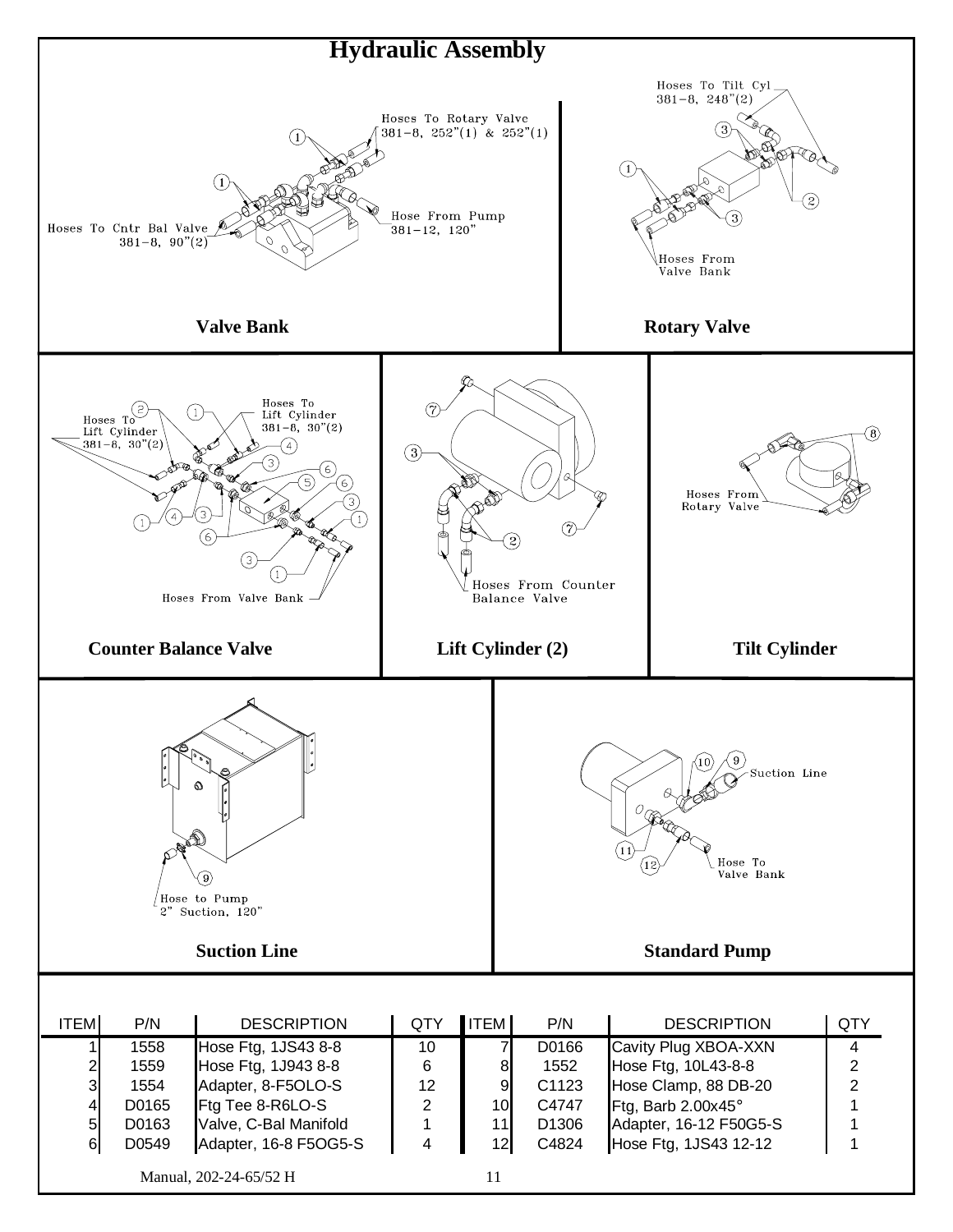# Hydraulic Assembly

Hoses To Rotary Valve
381-8, 252"(1) & 252"(1)

Hose From Pump
381-12, 120"

Hoses To Cntr Bal Valve
381-8, 90"(2)

**Valve Bank**

Hoses To Tilt Cyl
381-8, 248"(2)

Hoses From
Valve Bank

**Rotary Valve**

Hoses To
Lift Cylinder
381-8, 30"(2)

Hoses To
Lift Cylinder
381-8, 30"(2)

Hoses From Valve Bank

**Counter Balance Valve**

Hoses From Counter
Balance Valve

**Lift Cylinder (2)**

Hoses From
Rotary Valve

**Tilt Cylinder**

Hose to Pump
2" Suction, 120"

**Suction Line**

Suction Line

Hose To
Valve Bank

**Standard Pump**

| ITEM | P/N | DESCRIPTION | QTY | ITEM | P/N | DESCRIPTION | QTY |
|---|---|---|---|---|---|---|---|
| 1 | 1558 | Hose Ftg, 1JS43 8-8 | 10 | 7 | D0166 | Cavity Plug XBOA-XXN | 4 |
| 2 | 1559 | Hose Ftg, 1J943 8-8 | 6 | 8 | 1552 | Hose Ftg, 10L43-8-8 | 2 |
| 3 | 1554 | Adapter, 8-F5OLO-S | 12 | 9 | C1123 | Hose Clamp, 88 DB-20 | 2 |
| 4 | D0165 | Ftg Tee 8-R6LO-S | 2 | 10 | C4747 | Ftg, Barb 2.00x45° | 1 |
| 5 | D0163 | Valve, C-Bal Manifold | 1 | 11 | D1306 | Adapter, 16-12 F50G5-S | 1 |
| 6 | D0549 | Adapter, 16-8 F5OG5-S | 4 | 12 | C4824 | Hose Ftg, 1JS43 12-12 | 1 |

Manual, 202-24-65/52 H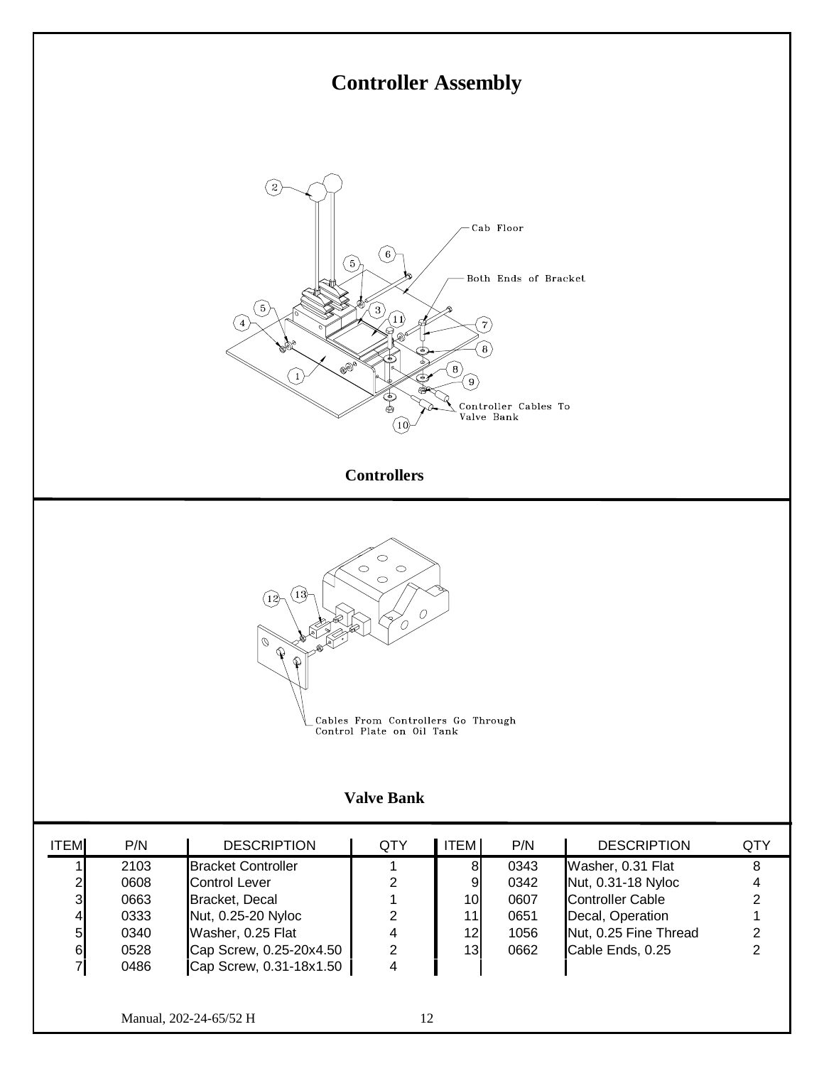# Controller Assembly

Cab Floor

Both Ends of Bracket

Controller Cables To Valve Bank

**Controllers**

Cables From Controllers Go Through Control Plate on Oil Tank

**Valve Bank**

| ITEM | P/N | DESCRIPTION | QTY | ITEM | P/N | DESCRIPTION | QTY |
|---|---|---|---|---|---|---|---|
| 1 | 2103 | Bracket Controller | 1 | 8 | 0343 | Washer, 0.31 Flat | 8 |
| 2 | 0608 | Control Lever | 2 | 9 | 0342 | Nut, 0.31-18 Nyloc | 4 |
| 3 | 0663 | Bracket, Decal | 1 | 10 | 0607 | Controller Cable | 2 |
| 4 | 0333 | Nut, 0.25-20 Nyloc | 2 | 11 | 0651 | Decal, Operation | 1 |
| 5 | 0340 | Washer, 0.25 Flat | 4 | 12 | 1056 | Nut, 0.25 Fine Thread | 2 |
| 6 | 0528 | Cap Screw, 0.25-20x4.50 | 2 | 13 | 0662 | Cable Ends, 0.25 | 2 |
| 7 | 0486 | Cap Screw, 0.31-18x1.50 | 4 | | | | |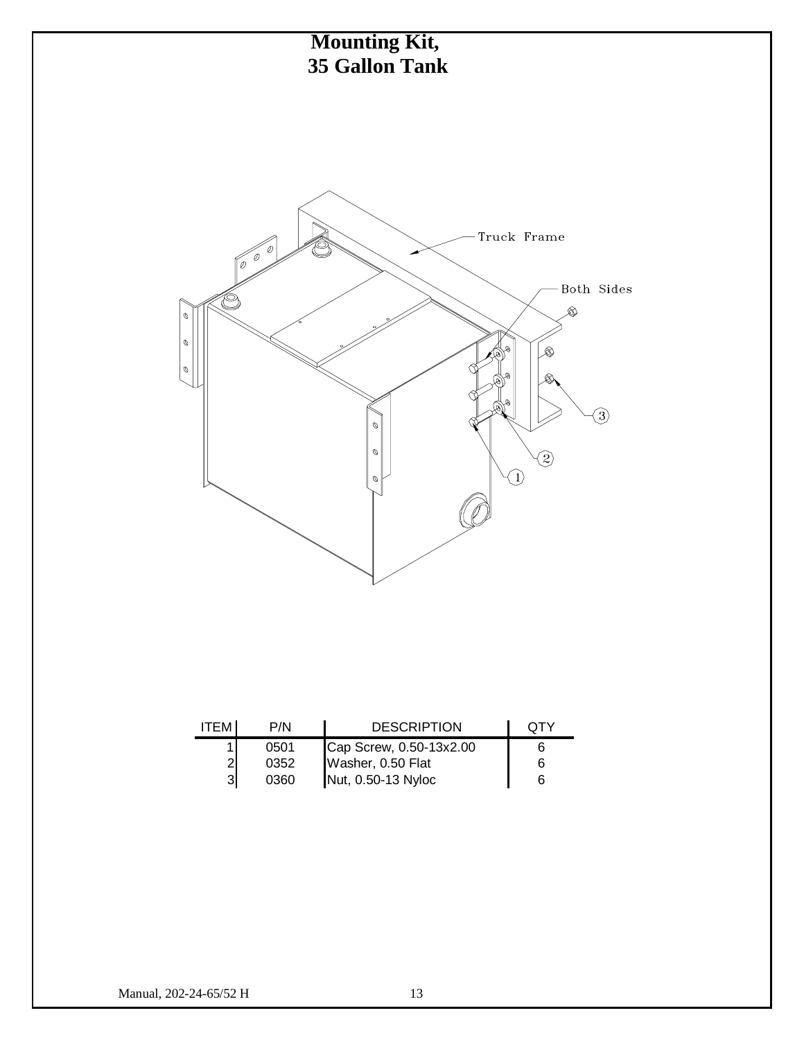# Mounting Kit,
# 35 Gallon Tank

Truck Frame

Both Sides

| ITEM | P/N | DESCRIPTION | QTY |
|---|---|---|---|
| 1 | 0501 | Cap Screw, 0.50-13x2.00 | 6 |
| 2 | 0352 | Washer, 0.50 Flat | 6 |
| 3 | 0360 | Nut, 0.50-13 Nyloc | 6 |

Manual, 202-24-65/52 H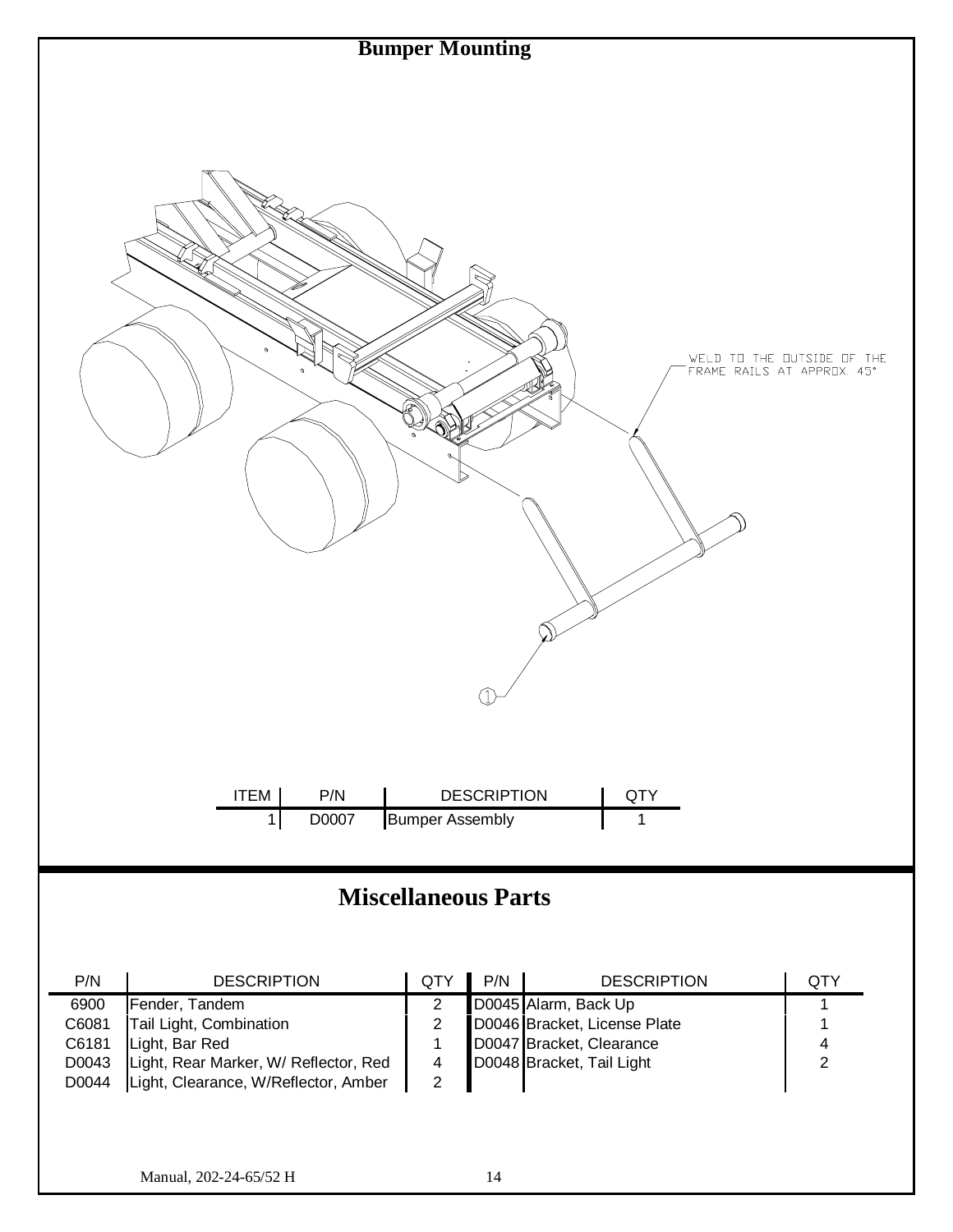# Bumper Mounting

WELD TO THE OUTSIDE OF THE FRAME RAILS AT APPROX. 45°

| ITEM | P/N | DESCRIPTION | QTY |
|---|---|---|---|
| 1 | D0007 | Bumper Assembly | 1 |

# Miscellaneous Parts

| P/N | DESCRIPTION | QTY | P/N | DESCRIPTION | QTY |
|---|---|---|---|---|---|
| 6900 | Fender, Tandem | 2 | D0045 | Alarm, Back Up | 1 |
| C6081 | Tail Light, Combination | 2 | D0046 | Bracket, License Plate | 1 |
| C6181 | Light, Bar Red | 1 | D0047 | Bracket, Clearance | 4 |
| D0043 | Light, Rear Marker, W/ Reflector, Red | 4 | D0048 | Bracket, Tail Light | 2 |
| D0044 | Light, Clearance, W/Reflector, Amber | 2 | | | |

Manual, 202-24-65/52 H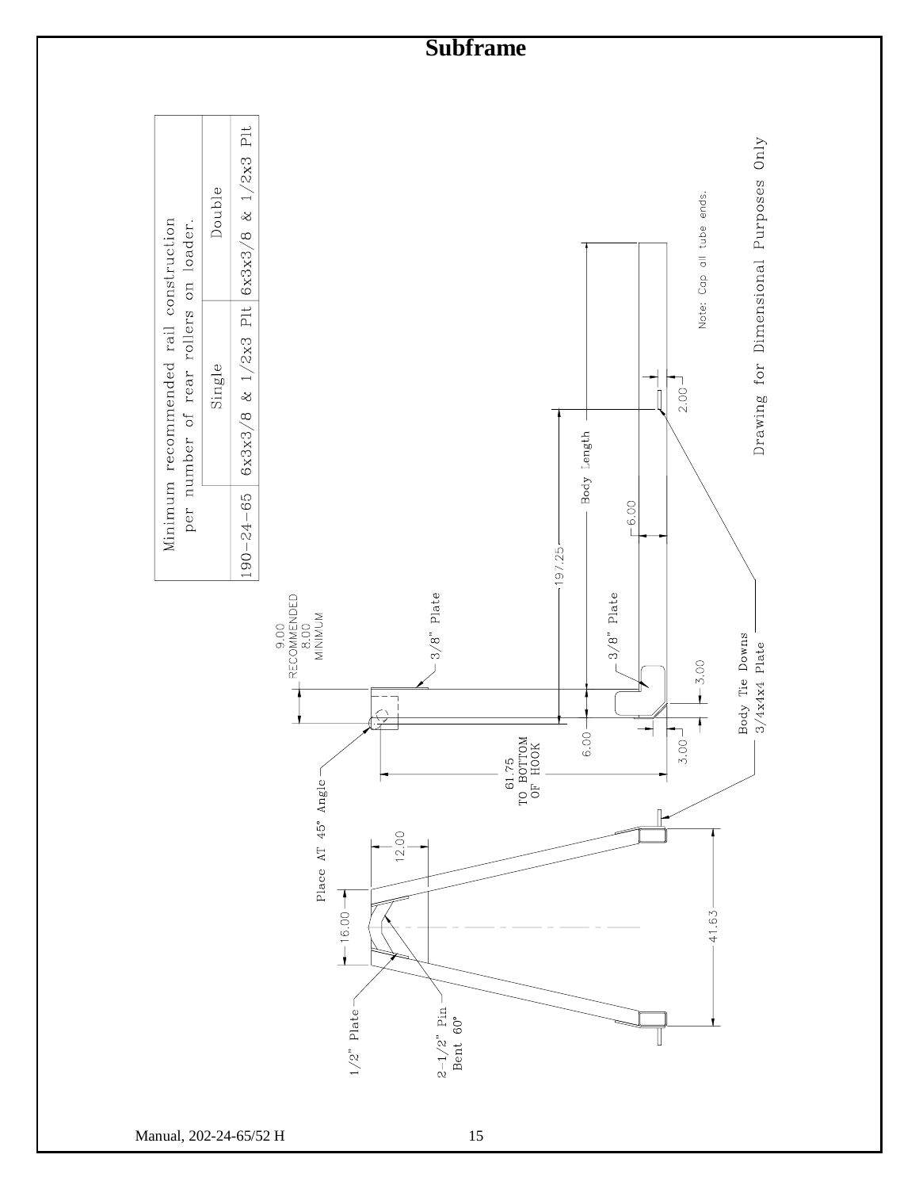# Subframe

| Minimum recommended rail construction per number of rear rollers on loader. | | |
|---|---|---|
| | Single | Double |
| 190-24-65 | 6x3x3/8 & 1/2x3 Plt | 6x3x3/8 & 1/2x3 Plt |

9.00 RECOMMENDED
8.00 MINIMUM

3/8" Plate

3/8" Plate

197.25

Body Length

6.00

2.00

3.00

3.00

6.00

61.75 TO BOTTOM OF HOOK

Note: Cap all tube ends.

Body Tie Downs
3/4x4x4 Plate

Place AT 45° Angle

12.00

16.00

41.63

1/2" Plate

2-1/2" Pin
Bent 60°

Drawing for Dimensional Purposes Only

Manual, 202-24-65/52 H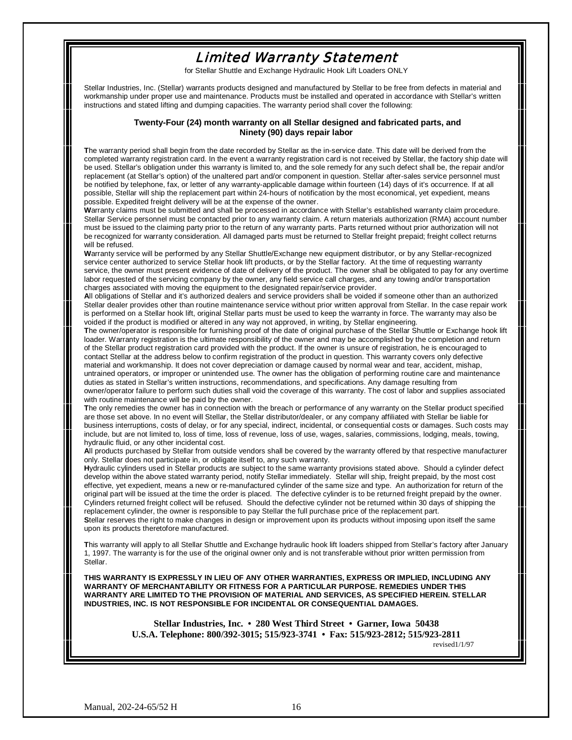# *Limited Warranty Statement*

for Stellar Shuttle and Exchange Hydraulic Hook Lift Loaders ONLY

Stellar Industries, Inc. (Stellar) warrants products designed and manufactured by Stellar to be free from defects in material and workmanship under proper use and maintenance. Products must be installed and operated in accordance with Stellar's written instructions and stated lifting and dumping capacities. The warranty period shall cover the following:

**Twenty-Four (24) month warranty on all Stellar designed and fabricated parts, and Ninety (90) days repair labor**

**T**he warranty period shall begin from the date recorded by Stellar as the in-service date. This date will be derived from the completed warranty registration card. In the event a warranty registration card is not received by Stellar, the factory ship date will be used. Stellar's obligation under this warranty is limited to, and the sole remedy for any such defect shall be, the repair and/or replacement (at Stellar's option) of the unaltered part and/or component in question. Stellar after-sales service personnel must be notified by telephone, fax, or letter of any warranty-applicable damage within fourteen (14) days of it's occurrence. If at all possible, Stellar will ship the replacement part within 24-hours of notification by the most economical, yet expedient, means possible. Expedited freight delivery will be at the expense of the owner.

**W**arranty claims must be submitted and shall be processed in accordance with Stellar's established warranty claim procedure. Stellar Service personnel must be contacted prior to any warranty claim. A return materials authorization (RMA) account number must be issued to the claiming party prior to the return of any warranty parts. Parts returned without prior authorization will not be recognized for warranty consideration. All damaged parts must be returned to Stellar freight prepaid; freight collect returns will be refused.

**W**arranty service will be performed by any Stellar Shuttle/Exchange new equipment distributor, or by any Stellar-recognized service center authorized to service Stellar hook lift products, or by the Stellar factory. At the time of requesting warranty service, the owner must present evidence of date of delivery of the product. The owner shall be obligated to pay for any overtime labor requested of the servicing company by the owner, any field service call charges, and any towing and/or transportation charges associated with moving the equipment to the designated repair/service provider.

**A**ll obligations of Stellar and it's authorized dealers and service providers shall be voided if someone other than an authorized Stellar dealer provides other than routine maintenance service without prior written approval from Stellar. In the case repair work is performed on a Stellar hook lift, original Stellar parts must be used to keep the warranty in force. The warranty may also be voided if the product is modified or altered in any way not approved, in writing, by Stellar engineering.

**T**he owner/operator is responsible for furnishing proof of the date of original purchase of the Stellar Shuttle or Exchange hook lift loader. Warranty registration is the ultimate responsibility of the owner and may be accomplished by the completion and return of the Stellar product registration card provided with the product. If the owner is unsure of registration, he is encouraged to contact Stellar at the address below to confirm registration of the product in question. This warranty covers only defective material and workmanship. It does not cover depreciation or damage caused by normal wear and tear, accident, mishap, untrained operators, or improper or unintended use. The owner has the obligation of performing routine care and maintenance duties as stated in Stellar's written instructions, recommendations, and specifications. Any damage resulting from owner/operator failure to perform such duties shall void the coverage of this warranty. The cost of labor and supplies associated with routine maintenance will be paid by the owner.

**T**he only remedies the owner has in connection with the breach or performance of any warranty on the Stellar product specified are those set above. In no event will Stellar, the Stellar distributor/dealer, or any company affiliated with Stellar be liable for business interruptions, costs of delay, or for any special, indirect, incidental, or consequential costs or damages. Such costs may include, but are not limited to, loss of time, loss of revenue, loss of use, wages, salaries, commissions, lodging, meals, towing, hydraulic fluid, or any other incidental cost.

**A**ll products purchased by Stellar from outside vendors shall be covered by the warranty offered by that respective manufacturer only. Stellar does not participate in, or obligate itself to, any such warranty.

**H**ydraulic cylinders used in Stellar products are subject to the same warranty provisions stated above. Should a cylinder defect develop within the above stated warranty period, notify Stellar immediately. Stellar will ship, freight prepaid, by the most cost effective, yet expedient, means a new or re-manufactured cylinder of the same size and type. An authorization for return of the original part will be issued at the time the order is placed. The defective cylinder is to be returned freight prepaid by the owner. Cylinders returned freight collect will be refused. Should the defective cylinder not be returned within 30 days of shipping the replacement cylinder, the owner is responsible to pay Stellar the full purchase price of the replacement part.

**S**tellar reserves the right to make changes in design or improvement upon its products without imposing upon itself the same upon its products theretofore manufactured.

**T**his warranty will apply to all Stellar Shuttle and Exchange hydraulic hook lift loaders shipped from Stellar's factory after January 1, 1997. The warranty is for the use of the original owner only and is not transferable without prior written permission from Stellar.

**THIS WARRANTY IS EXPRESSLY IN LIEU OF ANY OTHER WARRANTIES, EXPRESS OR IMPLIED, INCLUDING ANY WARRANTY OF MERCHANTABILITY OR FITNESS FOR A PARTICULAR PURPOSE. REMEDIES UNDER THIS WARRANTY ARE LIMITED TO THE PROVISION OF MATERIAL AND SERVICES, AS SPECIFIED HEREIN. STELLAR INDUSTRIES, INC. IS NOT RESPONSIBLE FOR INCIDENTAL OR CONSEQUENTIAL DAMAGES.**

**Stellar Industries, Inc. • 280 West Third Street • Garner, Iowa 50438**
**U.S.A. Telephone: 800/392-3015; 515/923-3741 • Fax: 515/923-2812; 515/923-2811**

revised1/1/97